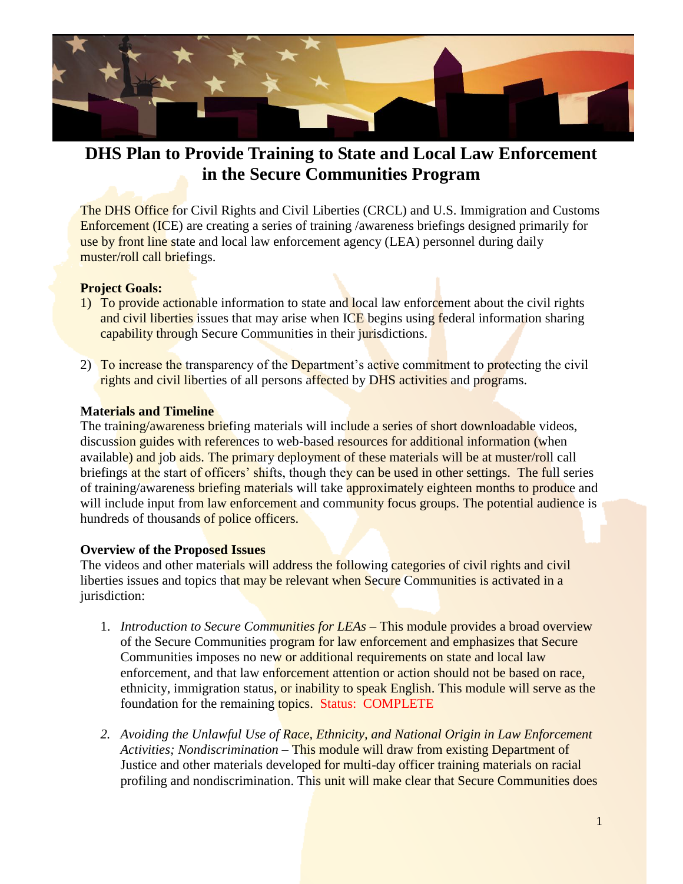# DHS Plan to Provide Training to State and Local Law Enforcement in the Secure Communities Program

The DHS Office for Civil Rights and Civil Liberties (CRCL) and U.S. Immigration and Customs Enforcement (ICE) are creating a series of training /awareness briefings designed primarily for use by front line state and local law enforcement agency (LEA) personnel during daily muster/roll call briefings.

**Project Goals:**

1) To provide actionable information to state and local law enforcement about the civil rights and civil liberties issues that may arise when ICE begins using federal information sharing capability through Secure Communities in their jurisdictions.

2) To increase the transparency of the Department's active commitment to protecting the civil rights and civil liberties of all persons affected by DHS activities and programs.

**Materials and Timeline**

The training/awareness briefing materials will include a series of short downloadable videos, discussion guides with references to web-based resources for additional information (when available) and job aids. The primary deployment of these materials will be at muster/roll call briefings at the start of officers' shifts, though they can be used in other settings. The full series of training/awareness briefing materials will take approximately eighteen months to produce and will include input from law enforcement and community focus groups. The potential audience is hundreds of thousands of police officers.

**Overview of the Proposed Issues**

The videos and other materials will address the following categories of civil rights and civil liberties issues and topics that may be relevant when Secure Communities is activated in a jurisdiction:

1. *Introduction to Secure Communities for LEAs* – This module provides a broad overview of the Secure Communities program for law enforcement and emphasizes that Secure Communities imposes no new or additional requirements on state and local law enforcement, and that law enforcement attention or action should not be based on race, ethnicity, immigration status, or inability to speak English. This module will serve as the foundation for the remaining topics. Status: COMPLETE

2. *Avoiding the Unlawful Use of Race, Ethnicity, and National Origin in Law Enforcement Activities; Nondiscrimination* – This module will draw from existing Department of Justice and other materials developed for multi-day officer training materials on racial profiling and nondiscrimination. This unit will make clear that Secure Communities does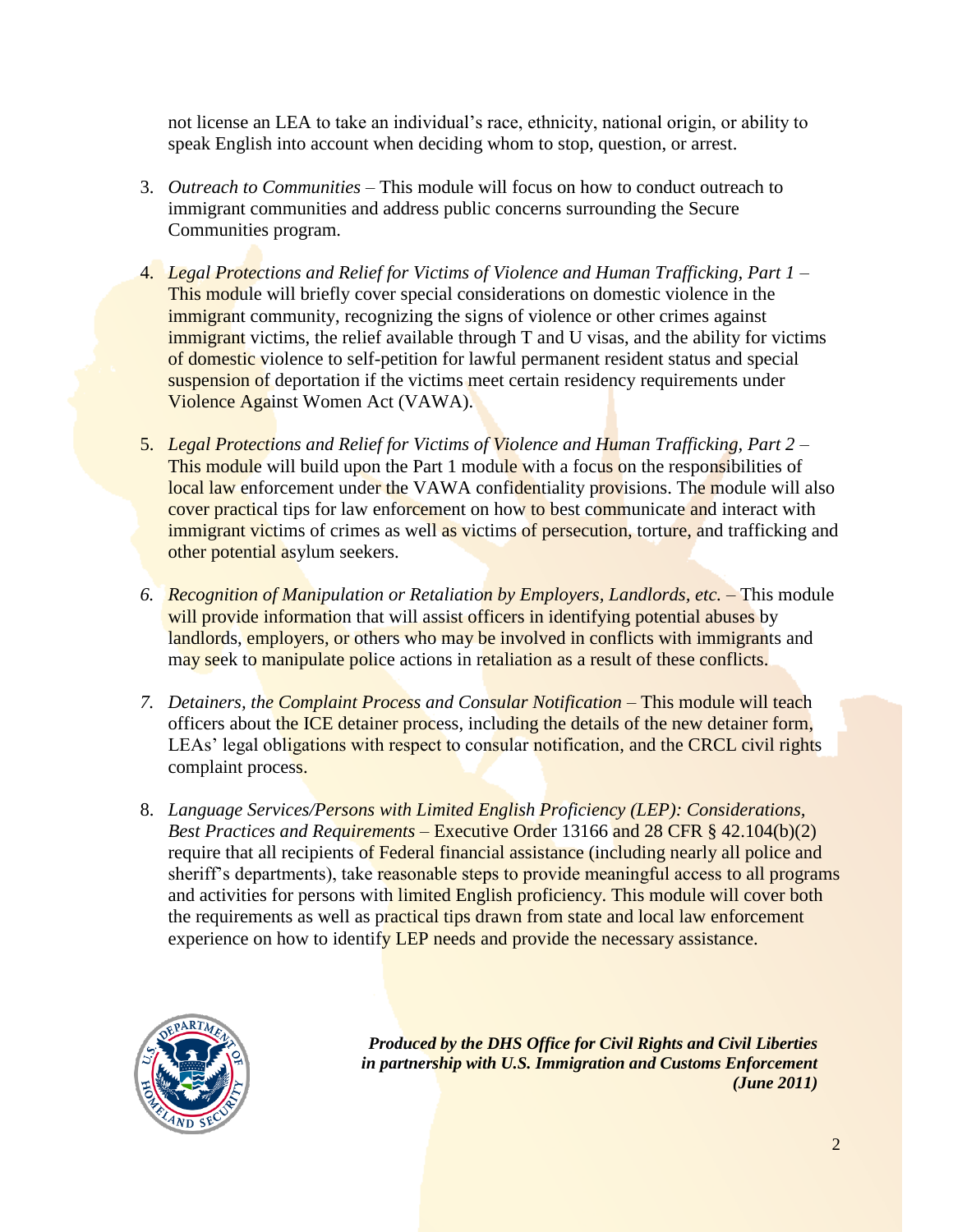not license an LEA to take an individual's race, ethnicity, national origin, or ability to speak English into account when deciding whom to stop, question, or arrest.

3. *Outreach to Communities* – This module will focus on how to conduct outreach to immigrant communities and address public concerns surrounding the Secure Communities program.

4. *Legal Protections and Relief for Victims of Violence and Human Trafficking, Part 1* – This module will briefly cover special considerations on domestic violence in the immigrant community, recognizing the signs of violence or other crimes against immigrant victims, the relief available through T and U visas, and the ability for victims of domestic violence to self-petition for lawful permanent resident status and special suspension of deportation if the victims meet certain residency requirements under Violence Against Women Act (VAWA).

5. *Legal Protections and Relief for Victims of Violence and Human Trafficking, Part 2* – This module will build upon the Part 1 module with a focus on the responsibilities of local law enforcement under the VAWA confidentiality provisions. The module will also cover practical tips for law enforcement on how to best communicate and interact with immigrant victims of crimes as well as victims of persecution, torture, and trafficking and other potential asylum seekers.

6. *Recognition of Manipulation or Retaliation by Employers, Landlords, etc.* – This module will provide information that will assist officers in identifying potential abuses by landlords, employers, or others who may be involved in conflicts with immigrants and may seek to manipulate police actions in retaliation as a result of these conflicts.

7. *Detainers, the Complaint Process and Consular Notification* – This module will teach officers about the ICE detainer process, including the details of the new detainer form, LEAs' legal obligations with respect to consular notification, and the CRCL civil rights complaint process.

8. *Language Services/Persons with Limited English Proficiency (LEP): Considerations, Best Practices and Requirements* – Executive Order 13166 and 28 CFR § 42.104(b)(2) require that all recipients of Federal financial assistance (including nearly all police and sheriff's departments), take reasonable steps to provide meaningful access to all programs and activities for persons with limited English proficiency. This module will cover both the requirements as well as practical tips drawn from state and local law enforcement experience on how to identify LEP needs and provide the necessary assistance.

***Produced by the DHS Office for Civil Rights and Civil Liberties in partnership with U.S. Immigration and Customs Enforcement (June 2011)***